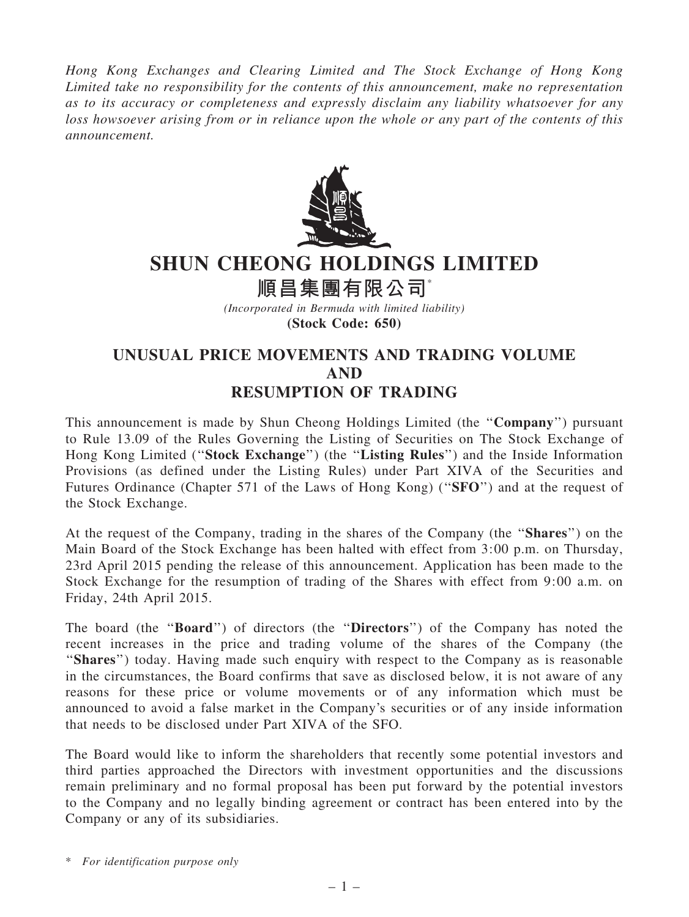*Hong Kong Exchanges and Clearing Limited and The Stock Exchange of Hong Kong Limited take no responsibility for the contents of this announcement, make no representation as to its accuracy or completeness and expressly disclaim any liability whatsoever for any loss howsoever arising from or in reliance upon the whole or any part of the contents of this announcement.*

# SHUN CHEONG HOLDINGS LIMITED

# 順昌集團有限公司*

*(Incorporated in Bermuda with limited liability)*

**(Stock Code: 650)**

## UNUSUAL PRICE MOVEMENTS AND TRADING VOLUME AND RESUMPTION OF TRADING

This announcement is made by Shun Cheong Holdings Limited (the "**Company**") pursuant to Rule 13.09 of the Rules Governing the Listing of Securities on The Stock Exchange of Hong Kong Limited ("**Stock Exchange**") (the "**Listing Rules**") and the Inside Information Provisions (as defined under the Listing Rules) under Part XIVA of the Securities and Futures Ordinance (Chapter 571 of the Laws of Hong Kong) ("**SFO**") and at the request of the Stock Exchange.

At the request of the Company, trading in the shares of the Company (the "**Shares**") on the Main Board of the Stock Exchange has been halted with effect from 3:00 p.m. on Thursday, 23rd April 2015 pending the release of this announcement. Application has been made to the Stock Exchange for the resumption of trading of the Shares with effect from 9:00 a.m. on Friday, 24th April 2015.

The board (the "**Board**") of directors (the "**Directors**") of the Company has noted the recent increases in the price and trading volume of the shares of the Company (the "**Shares**") today. Having made such enquiry with respect to the Company as is reasonable in the circumstances, the Board confirms that save as disclosed below, it is not aware of any reasons for these price or volume movements or of any information which must be announced to avoid a false market in the Company's securities or of any inside information that needs to be disclosed under Part XIVA of the SFO.

The Board would like to inform the shareholders that recently some potential investors and third parties approached the Directors with investment opportunities and the discussions remain preliminary and no formal proposal has been put forward by the potential investors to the Company and no legally binding agreement or contract has been entered into by the Company or any of its subsidiaries.

\* *For identification purpose only*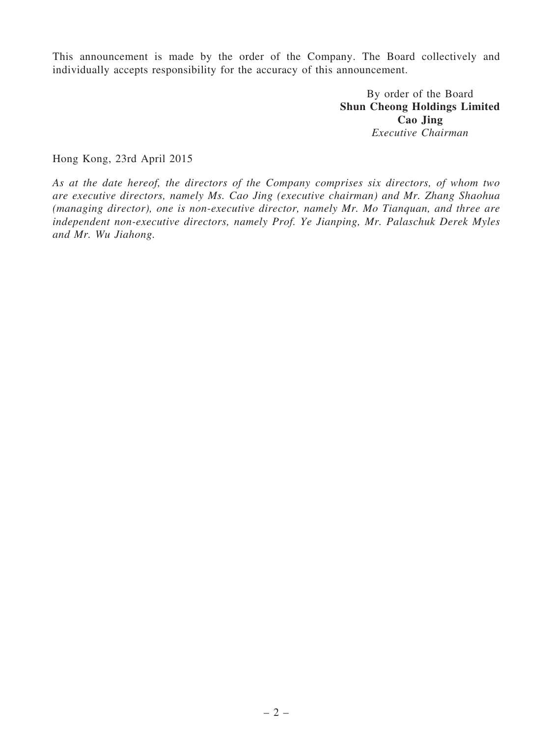This announcement is made by the order of the Company. The Board collectively and individually accepts responsibility for the accuracy of this announcement.

By order of the Board
**Shun Cheong Holdings Limited**
**Cao Jing**
*Executive Chairman*

Hong Kong, 23rd April 2015

*As at the date hereof, the directors of the Company comprises six directors, of whom two are executive directors, namely Ms. Cao Jing (executive chairman) and Mr. Zhang Shaohua (managing director), one is non-executive director, namely Mr. Mo Tianquan, and three are independent non-executive directors, namely Prof. Ye Jianping, Mr. Palaschuk Derek Myles and Mr. Wu Jiahong.*